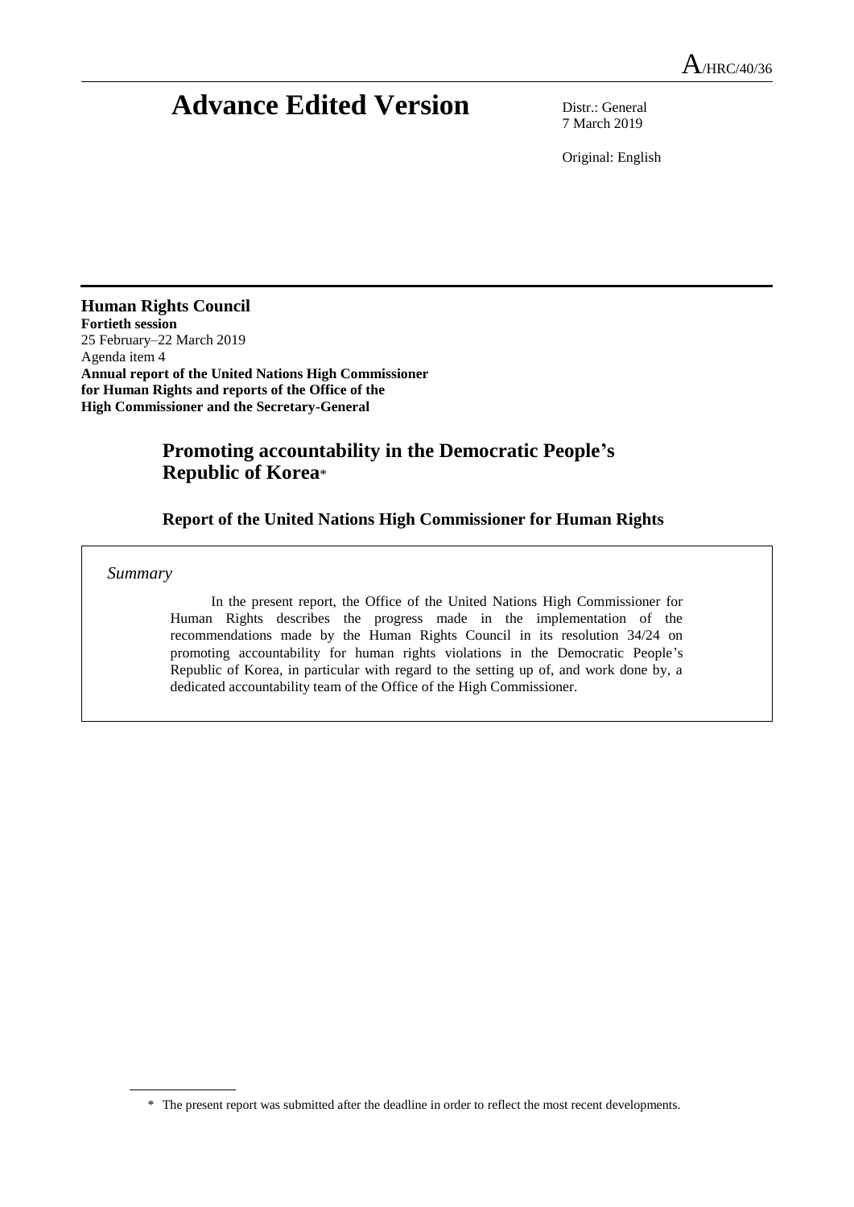A/HRC/40/36

# Advance Edited Version

Distr.: General
7 March 2019

Original: English

**Human Rights Council**
**Fortieth session**
25 February–22 March 2019
Agenda item 4
**Annual report of the United Nations High Commissioner for Human Rights and reports of the Office of the High Commissioner and the Secretary-General**

## Promoting accountability in the Democratic People's Republic of Korea*

### Report of the United Nations High Commissioner for Human Rights

*Summary*

In the present report, the Office of the United Nations High Commissioner for Human Rights describes the progress made in the implementation of the recommendations made by the Human Rights Council in its resolution 34/24 on promoting accountability for human rights violations in the Democratic People's Republic of Korea, in particular with regard to the setting up of, and work done by, a dedicated accountability team of the Office of the High Commissioner.

\* The present report was submitted after the deadline in order to reflect the most recent developments.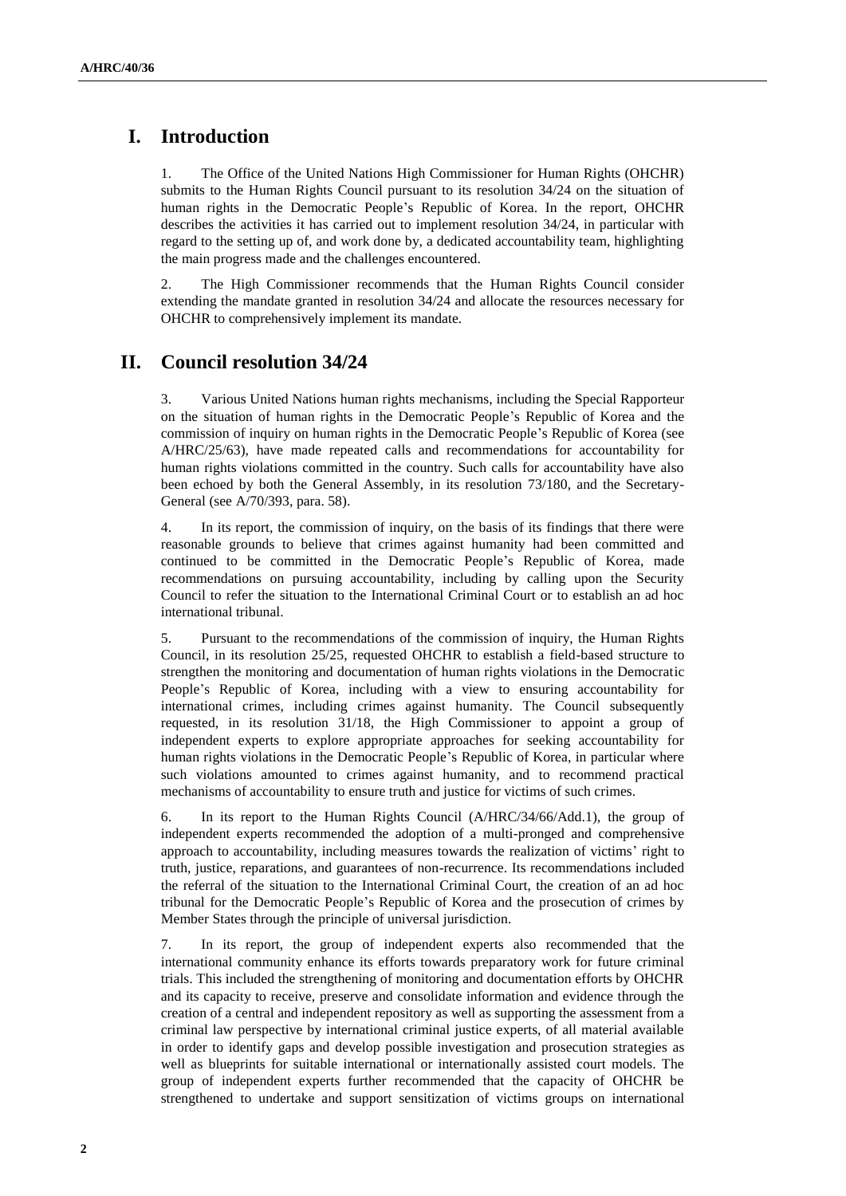## I. Introduction

1. The Office of the United Nations High Commissioner for Human Rights (OHCHR) submits to the Human Rights Council pursuant to its resolution 34/24 on the situation of human rights in the Democratic People's Republic of Korea. In the report, OHCHR describes the activities it has carried out to implement resolution 34/24, in particular with regard to the setting up of, and work done by, a dedicated accountability team, highlighting the main progress made and the challenges encountered.

2. The High Commissioner recommends that the Human Rights Council consider extending the mandate granted in resolution 34/24 and allocate the resources necessary for OHCHR to comprehensively implement its mandate.

## II. Council resolution 34/24

3. Various United Nations human rights mechanisms, including the Special Rapporteur on the situation of human rights in the Democratic People's Republic of Korea and the commission of inquiry on human rights in the Democratic People's Republic of Korea (see A/HRC/25/63), have made repeated calls and recommendations for accountability for human rights violations committed in the country. Such calls for accountability have also been echoed by both the General Assembly, in its resolution 73/180, and the Secretary-General (see A/70/393, para. 58).

4. In its report, the commission of inquiry, on the basis of its findings that there were reasonable grounds to believe that crimes against humanity had been committed and continued to be committed in the Democratic People's Republic of Korea, made recommendations on pursuing accountability, including by calling upon the Security Council to refer the situation to the International Criminal Court or to establish an ad hoc international tribunal.

5. Pursuant to the recommendations of the commission of inquiry, the Human Rights Council, in its resolution 25/25, requested OHCHR to establish a field-based structure to strengthen the monitoring and documentation of human rights violations in the Democratic People's Republic of Korea, including with a view to ensuring accountability for international crimes, including crimes against humanity. The Council subsequently requested, in its resolution 31/18, the High Commissioner to appoint a group of independent experts to explore appropriate approaches for seeking accountability for human rights violations in the Democratic People's Republic of Korea, in particular where such violations amounted to crimes against humanity, and to recommend practical mechanisms of accountability to ensure truth and justice for victims of such crimes.

6. In its report to the Human Rights Council (A/HRC/34/66/Add.1), the group of independent experts recommended the adoption of a multi-pronged and comprehensive approach to accountability, including measures towards the realization of victims' right to truth, justice, reparations, and guarantees of non-recurrence. Its recommendations included the referral of the situation to the International Criminal Court, the creation of an ad hoc tribunal for the Democratic People's Republic of Korea and the prosecution of crimes by Member States through the principle of universal jurisdiction.

7. In its report, the group of independent experts also recommended that the international community enhance its efforts towards preparatory work for future criminal trials. This included the strengthening of monitoring and documentation efforts by OHCHR and its capacity to receive, preserve and consolidate information and evidence through the creation of a central and independent repository as well as supporting the assessment from a criminal law perspective by international criminal justice experts, of all material available in order to identify gaps and develop possible investigation and prosecution strategies as well as blueprints for suitable international or internationally assisted court models. The group of independent experts further recommended that the capacity of OHCHR be strengthened to undertake and support sensitization of victims groups on international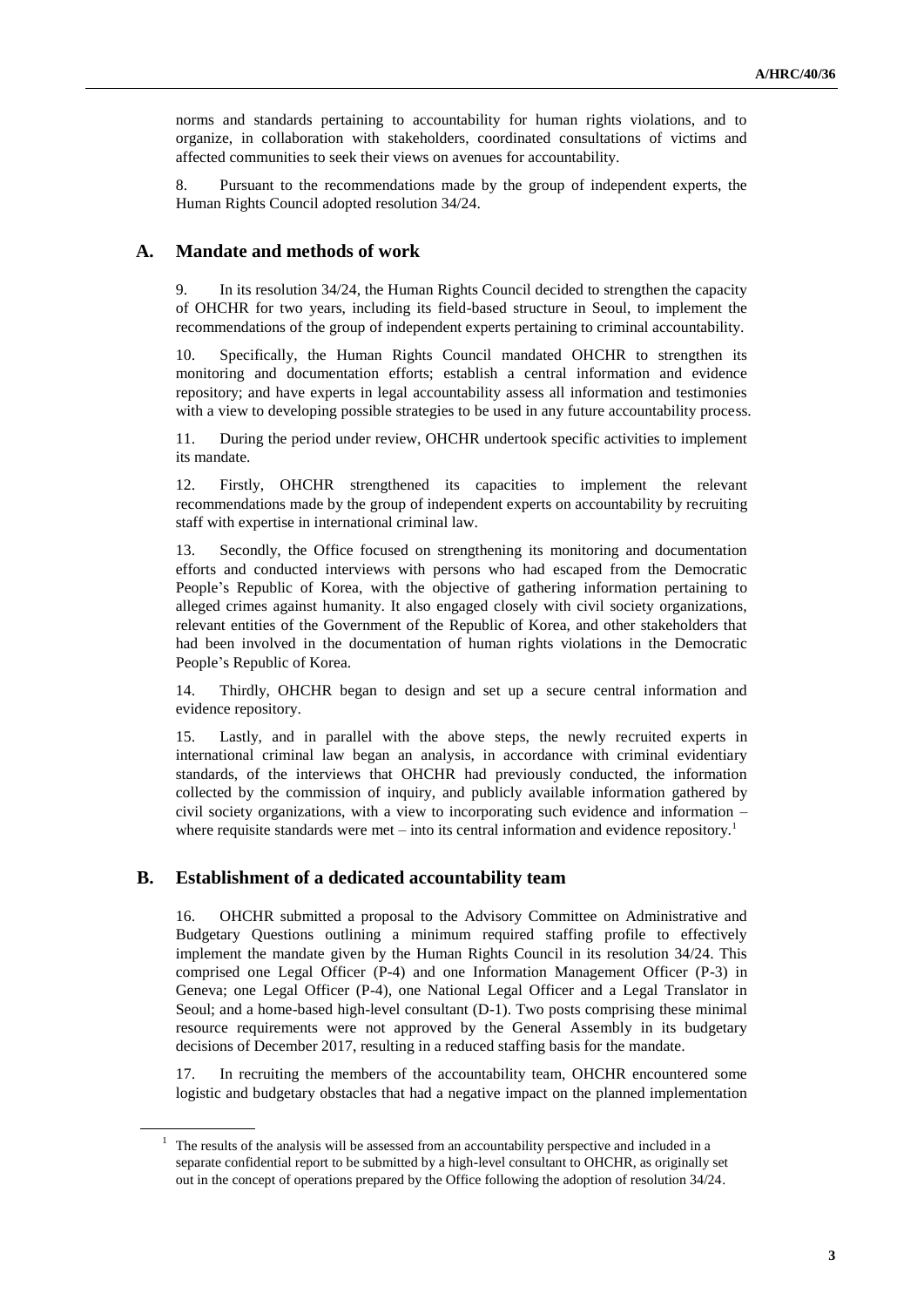norms and standards pertaining to accountability for human rights violations, and to organize, in collaboration with stakeholders, coordinated consultations of victims and affected communities to seek their views on avenues for accountability.

8. Pursuant to the recommendations made by the group of independent experts, the Human Rights Council adopted resolution 34/24.

## A. Mandate and methods of work

9. In its resolution 34/24, the Human Rights Council decided to strengthen the capacity of OHCHR for two years, including its field-based structure in Seoul, to implement the recommendations of the group of independent experts pertaining to criminal accountability.

10. Specifically, the Human Rights Council mandated OHCHR to strengthen its monitoring and documentation efforts; establish a central information and evidence repository; and have experts in legal accountability assess all information and testimonies with a view to developing possible strategies to be used in any future accountability process.

11. During the period under review, OHCHR undertook specific activities to implement its mandate.

12. Firstly, OHCHR strengthened its capacities to implement the relevant recommendations made by the group of independent experts on accountability by recruiting staff with expertise in international criminal law.

13. Secondly, the Office focused on strengthening its monitoring and documentation efforts and conducted interviews with persons who had escaped from the Democratic People's Republic of Korea, with the objective of gathering information pertaining to alleged crimes against humanity. It also engaged closely with civil society organizations, relevant entities of the Government of the Republic of Korea, and other stakeholders that had been involved in the documentation of human rights violations in the Democratic People's Republic of Korea.

14. Thirdly, OHCHR began to design and set up a secure central information and evidence repository.

15. Lastly, and in parallel with the above steps, the newly recruited experts in international criminal law began an analysis, in accordance with criminal evidentiary standards, of the interviews that OHCHR had previously conducted, the information collected by the commission of inquiry, and publicly available information gathered by civil society organizations, with a view to incorporating such evidence and information – where requisite standards were met – into its central information and evidence repository.[1]

## B. Establishment of a dedicated accountability team

16. OHCHR submitted a proposal to the Advisory Committee on Administrative and Budgetary Questions outlining a minimum required staffing profile to effectively implement the mandate given by the Human Rights Council in its resolution 34/24. This comprised one Legal Officer (P-4) and one Information Management Officer (P-3) in Geneva; one Legal Officer (P-4), one National Legal Officer and a Legal Translator in Seoul; and a home-based high-level consultant (D-1). Two posts comprising these minimal resource requirements were not approved by the General Assembly in its budgetary decisions of December 2017, resulting in a reduced staffing basis for the mandate.

17. In recruiting the members of the accountability team, OHCHR encountered some logistic and budgetary obstacles that had a negative impact on the planned implementation

---

[1] The results of the analysis will be assessed from an accountability perspective and included in a separate confidential report to be submitted by a high-level consultant to OHCHR, as originally set out in the concept of operations prepared by the Office following the adoption of resolution 34/24.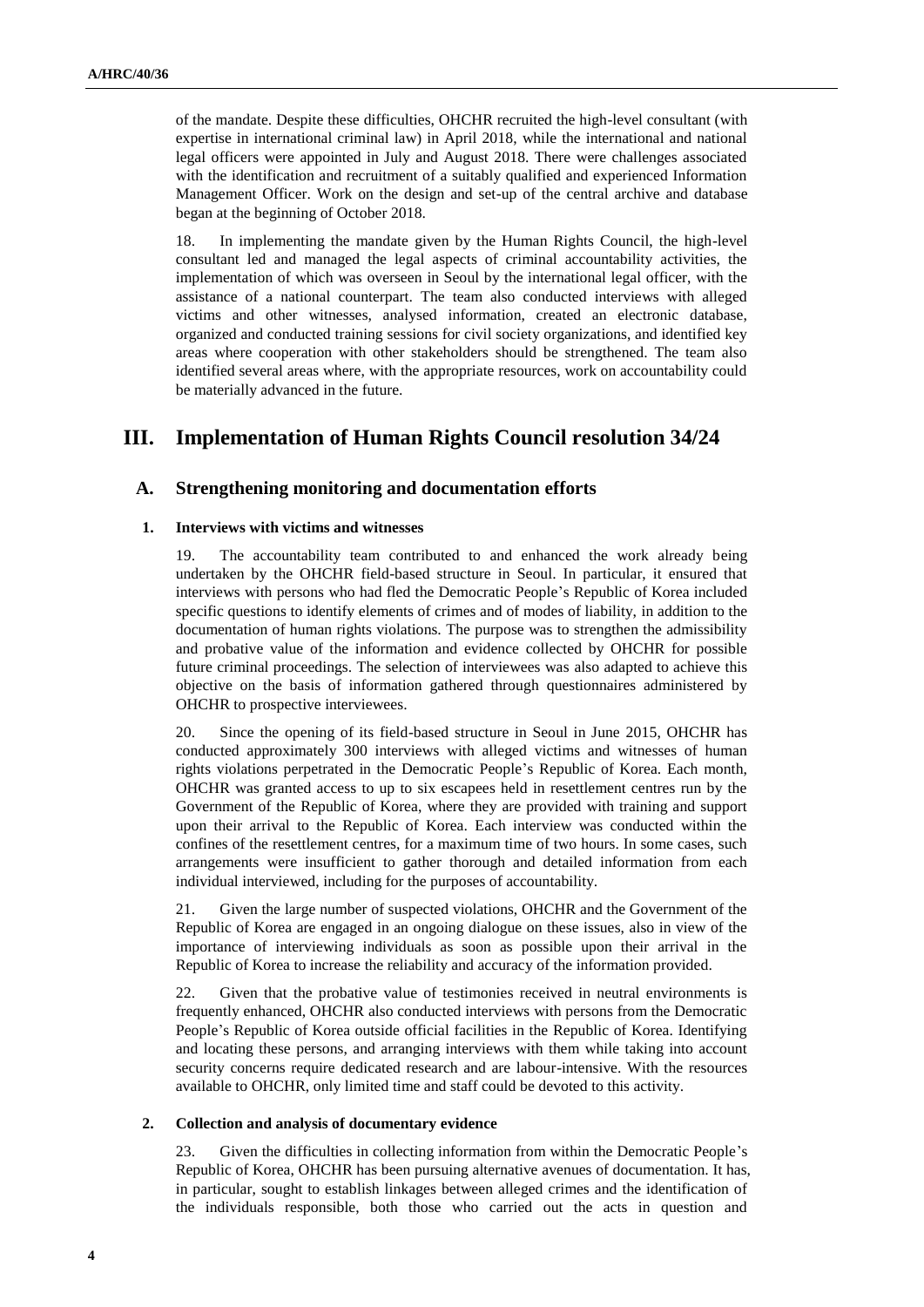of the mandate. Despite these difficulties, OHCHR recruited the high-level consultant (with expertise in international criminal law) in April 2018, while the international and national legal officers were appointed in July and August 2018. There were challenges associated with the identification and recruitment of a suitably qualified and experienced Information Management Officer. Work on the design and set-up of the central archive and database began at the beginning of October 2018.

18. In implementing the mandate given by the Human Rights Council, the high-level consultant led and managed the legal aspects of criminal accountability activities, the implementation of which was overseen in Seoul by the international legal officer, with the assistance of a national counterpart. The team also conducted interviews with alleged victims and other witnesses, analysed information, created an electronic database, organized and conducted training sessions for civil society organizations, and identified key areas where cooperation with other stakeholders should be strengthened. The team also identified several areas where, with the appropriate resources, work on accountability could be materially advanced in the future.

# III. Implementation of Human Rights Council resolution 34/24

## A. Strengthening monitoring and documentation efforts

### 1. Interviews with victims and witnesses

19. The accountability team contributed to and enhanced the work already being undertaken by the OHCHR field-based structure in Seoul. In particular, it ensured that interviews with persons who had fled the Democratic People's Republic of Korea included specific questions to identify elements of crimes and of modes of liability, in addition to the documentation of human rights violations. The purpose was to strengthen the admissibility and probative value of the information and evidence collected by OHCHR for possible future criminal proceedings. The selection of interviewees was also adapted to achieve this objective on the basis of information gathered through questionnaires administered by OHCHR to prospective interviewees.

20. Since the opening of its field-based structure in Seoul in June 2015, OHCHR has conducted approximately 300 interviews with alleged victims and witnesses of human rights violations perpetrated in the Democratic People's Republic of Korea. Each month, OHCHR was granted access to up to six escapees held in resettlement centres run by the Government of the Republic of Korea, where they are provided with training and support upon their arrival to the Republic of Korea. Each interview was conducted within the confines of the resettlement centres, for a maximum time of two hours. In some cases, such arrangements were insufficient to gather thorough and detailed information from each individual interviewed, including for the purposes of accountability.

21. Given the large number of suspected violations, OHCHR and the Government of the Republic of Korea are engaged in an ongoing dialogue on these issues, also in view of the importance of interviewing individuals as soon as possible upon their arrival in the Republic of Korea to increase the reliability and accuracy of the information provided.

22. Given that the probative value of testimonies received in neutral environments is frequently enhanced, OHCHR also conducted interviews with persons from the Democratic People's Republic of Korea outside official facilities in the Republic of Korea. Identifying and locating these persons, and arranging interviews with them while taking into account security concerns require dedicated research and are labour-intensive. With the resources available to OHCHR, only limited time and staff could be devoted to this activity.

### 2. Collection and analysis of documentary evidence

23. Given the difficulties in collecting information from within the Democratic People's Republic of Korea, OHCHR has been pursuing alternative avenues of documentation. It has, in particular, sought to establish linkages between alleged crimes and the identification of the individuals responsible, both those who carried out the acts in question and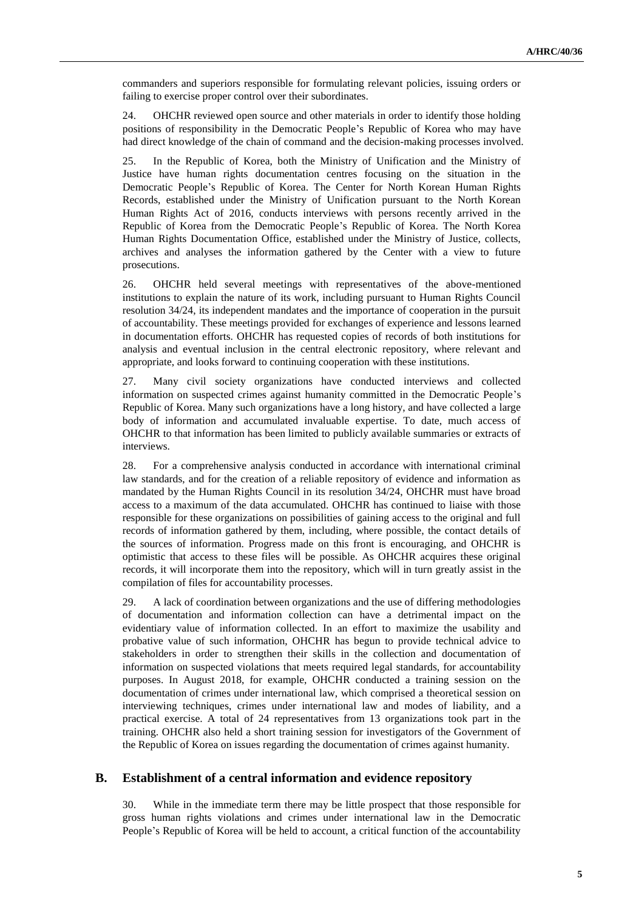commanders and superiors responsible for formulating relevant policies, issuing orders or failing to exercise proper control over their subordinates.

24. OHCHR reviewed open source and other materials in order to identify those holding positions of responsibility in the Democratic People's Republic of Korea who may have had direct knowledge of the chain of command and the decision-making processes involved.

25. In the Republic of Korea, both the Ministry of Unification and the Ministry of Justice have human rights documentation centres focusing on the situation in the Democratic People's Republic of Korea. The Center for North Korean Human Rights Records, established under the Ministry of Unification pursuant to the North Korean Human Rights Act of 2016, conducts interviews with persons recently arrived in the Republic of Korea from the Democratic People's Republic of Korea. The North Korea Human Rights Documentation Office, established under the Ministry of Justice, collects, archives and analyses the information gathered by the Center with a view to future prosecutions.

26. OHCHR held several meetings with representatives of the above-mentioned institutions to explain the nature of its work, including pursuant to Human Rights Council resolution 34/24, its independent mandates and the importance of cooperation in the pursuit of accountability. These meetings provided for exchanges of experience and lessons learned in documentation efforts. OHCHR has requested copies of records of both institutions for analysis and eventual inclusion in the central electronic repository, where relevant and appropriate, and looks forward to continuing cooperation with these institutions.

27. Many civil society organizations have conducted interviews and collected information on suspected crimes against humanity committed in the Democratic People's Republic of Korea. Many such organizations have a long history, and have collected a large body of information and accumulated invaluable expertise. To date, much access of OHCHR to that information has been limited to publicly available summaries or extracts of interviews.

28. For a comprehensive analysis conducted in accordance with international criminal law standards, and for the creation of a reliable repository of evidence and information as mandated by the Human Rights Council in its resolution 34/24, OHCHR must have broad access to a maximum of the data accumulated. OHCHR has continued to liaise with those responsible for these organizations on possibilities of gaining access to the original and full records of information gathered by them, including, where possible, the contact details of the sources of information. Progress made on this front is encouraging, and OHCHR is optimistic that access to these files will be possible. As OHCHR acquires these original records, it will incorporate them into the repository, which will in turn greatly assist in the compilation of files for accountability processes.

29. A lack of coordination between organizations and the use of differing methodologies of documentation and information collection can have a detrimental impact on the evidentiary value of information collected. In an effort to maximize the usability and probative value of such information, OHCHR has begun to provide technical advice to stakeholders in order to strengthen their skills in the collection and documentation of information on suspected violations that meets required legal standards, for accountability purposes. In August 2018, for example, OHCHR conducted a training session on the documentation of crimes under international law, which comprised a theoretical session on interviewing techniques, crimes under international law and modes of liability, and a practical exercise. A total of 24 representatives from 13 organizations took part in the training. OHCHR also held a short training session for investigators of the Government of the Republic of Korea on issues regarding the documentation of crimes against humanity.

## B. Establishment of a central information and evidence repository

30. While in the immediate term there may be little prospect that those responsible for gross human rights violations and crimes under international law in the Democratic People's Republic of Korea will be held to account, a critical function of the accountability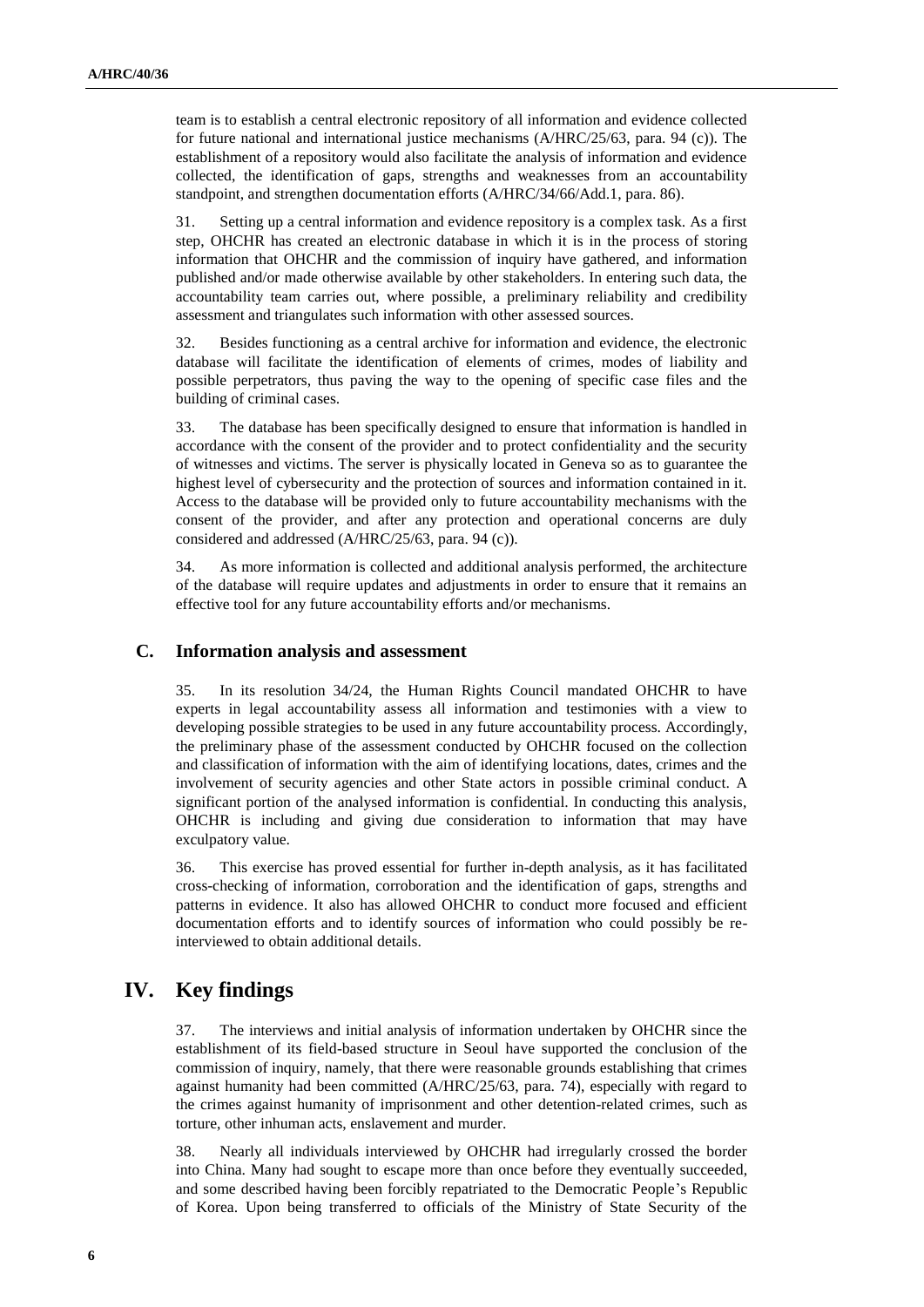team is to establish a central electronic repository of all information and evidence collected for future national and international justice mechanisms (A/HRC/25/63, para. 94 (c)). The establishment of a repository would also facilitate the analysis of information and evidence collected, the identification of gaps, strengths and weaknesses from an accountability standpoint, and strengthen documentation efforts (A/HRC/34/66/Add.1, para. 86).

31. Setting up a central information and evidence repository is a complex task. As a first step, OHCHR has created an electronic database in which it is in the process of storing information that OHCHR and the commission of inquiry have gathered, and information published and/or made otherwise available by other stakeholders. In entering such data, the accountability team carries out, where possible, a preliminary reliability and credibility assessment and triangulates such information with other assessed sources.

32. Besides functioning as a central archive for information and evidence, the electronic database will facilitate the identification of elements of crimes, modes of liability and possible perpetrators, thus paving the way to the opening of specific case files and the building of criminal cases.

33. The database has been specifically designed to ensure that information is handled in accordance with the consent of the provider and to protect confidentiality and the security of witnesses and victims. The server is physically located in Geneva so as to guarantee the highest level of cybersecurity and the protection of sources and information contained in it. Access to the database will be provided only to future accountability mechanisms with the consent of the provider, and after any protection and operational concerns are duly considered and addressed (A/HRC/25/63, para. 94 (c)).

34. As more information is collected and additional analysis performed, the architecture of the database will require updates and adjustments in order to ensure that it remains an effective tool for any future accountability efforts and/or mechanisms.

### C. Information analysis and assessment

35. In its resolution 34/24, the Human Rights Council mandated OHCHR to have experts in legal accountability assess all information and testimonies with a view to developing possible strategies to be used in any future accountability process. Accordingly, the preliminary phase of the assessment conducted by OHCHR focused on the collection and classification of information with the aim of identifying locations, dates, crimes and the involvement of security agencies and other State actors in possible criminal conduct. A significant portion of the analysed information is confidential. In conducting this analysis, OHCHR is including and giving due consideration to information that may have exculpatory value.

36. This exercise has proved essential for further in-depth analysis, as it has facilitated cross-checking of information, corroboration and the identification of gaps, strengths and patterns in evidence. It also has allowed OHCHR to conduct more focused and efficient documentation efforts and to identify sources of information who could possibly be re-interviewed to obtain additional details.

## IV. Key findings

37. The interviews and initial analysis of information undertaken by OHCHR since the establishment of its field-based structure in Seoul have supported the conclusion of the commission of inquiry, namely, that there were reasonable grounds establishing that crimes against humanity had been committed (A/HRC/25/63, para. 74), especially with regard to the crimes against humanity of imprisonment and other detention-related crimes, such as torture, other inhuman acts, enslavement and murder.

38. Nearly all individuals interviewed by OHCHR had irregularly crossed the border into China. Many had sought to escape more than once before they eventually succeeded, and some described having been forcibly repatriated to the Democratic People's Republic of Korea. Upon being transferred to officials of the Ministry of State Security of the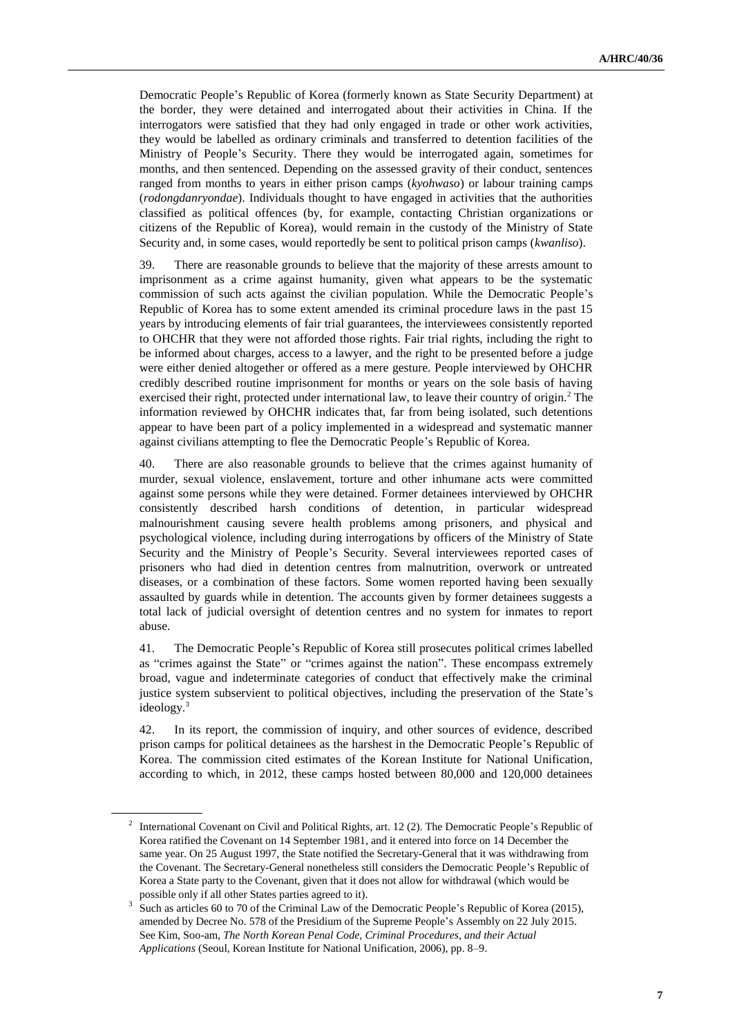Democratic People's Republic of Korea (formerly known as State Security Department) at the border, they were detained and interrogated about their activities in China. If the interrogators were satisfied that they had only engaged in trade or other work activities, they would be labelled as ordinary criminals and transferred to detention facilities of the Ministry of People's Security. There they would be interrogated again, sometimes for months, and then sentenced. Depending on the assessed gravity of their conduct, sentences ranged from months to years in either prison camps (*kyohwaso*) or labour training camps (*rodongdanryondae*). Individuals thought to have engaged in activities that the authorities classified as political offences (by, for example, contacting Christian organizations or citizens of the Republic of Korea), would remain in the custody of the Ministry of State Security and, in some cases, would reportedly be sent to political prison camps (*kwanliso*).

39. There are reasonable grounds to believe that the majority of these arrests amount to imprisonment as a crime against humanity, given what appears to be the systematic commission of such acts against the civilian population. While the Democratic People's Republic of Korea has to some extent amended its criminal procedure laws in the past 15 years by introducing elements of fair trial guarantees, the interviewees consistently reported to OHCHR that they were not afforded those rights. Fair trial rights, including the right to be informed about charges, access to a lawyer, and the right to be presented before a judge were either denied altogether or offered as a mere gesture. People interviewed by OHCHR credibly described routine imprisonment for months or years on the sole basis of having exercised their right, protected under international law, to leave their country of origin.[2] The information reviewed by OHCHR indicates that, far from being isolated, such detentions appear to have been part of a policy implemented in a widespread and systematic manner against civilians attempting to flee the Democratic People's Republic of Korea.

40. There are also reasonable grounds to believe that the crimes against humanity of murder, sexual violence, enslavement, torture and other inhumane acts were committed against some persons while they were detained. Former detainees interviewed by OHCHR consistently described harsh conditions of detention, in particular widespread malnourishment causing severe health problems among prisoners, and physical and psychological violence, including during interrogations by officers of the Ministry of State Security and the Ministry of People's Security. Several interviewees reported cases of prisoners who had died in detention centres from malnutrition, overwork or untreated diseases, or a combination of these factors. Some women reported having been sexually assaulted by guards while in detention. The accounts given by former detainees suggests a total lack of judicial oversight of detention centres and no system for inmates to report abuse.

41. The Democratic People's Republic of Korea still prosecutes political crimes labelled as "crimes against the State" or "crimes against the nation". These encompass extremely broad, vague and indeterminate categories of conduct that effectively make the criminal justice system subservient to political objectives, including the preservation of the State's ideology.[3]

42. In its report, the commission of inquiry, and other sources of evidence, described prison camps for political detainees as the harshest in the Democratic People's Republic of Korea. The commission cited estimates of the Korean Institute for National Unification, according to which, in 2012, these camps hosted between 80,000 and 120,000 detainees

---

[2] International Covenant on Civil and Political Rights, art. 12 (2). The Democratic People's Republic of Korea ratified the Covenant on 14 September 1981, and it entered into force on 14 December the same year. On 25 August 1997, the State notified the Secretary-General that it was withdrawing from the Covenant. The Secretary-General nonetheless still considers the Democratic People's Republic of Korea a State party to the Covenant, given that it does not allow for withdrawal (which would be possible only if all other States parties agreed to it).

[3] Such as articles 60 to 70 of the Criminal Law of the Democratic People's Republic of Korea (2015), amended by Decree No. 578 of the Presidium of the Supreme People's Assembly on 22 July 2015. See Kim, Soo-am, *The North Korean Penal Code, Criminal Procedures, and their Actual Applications* (Seoul, Korean Institute for National Unification, 2006), pp. 8–9.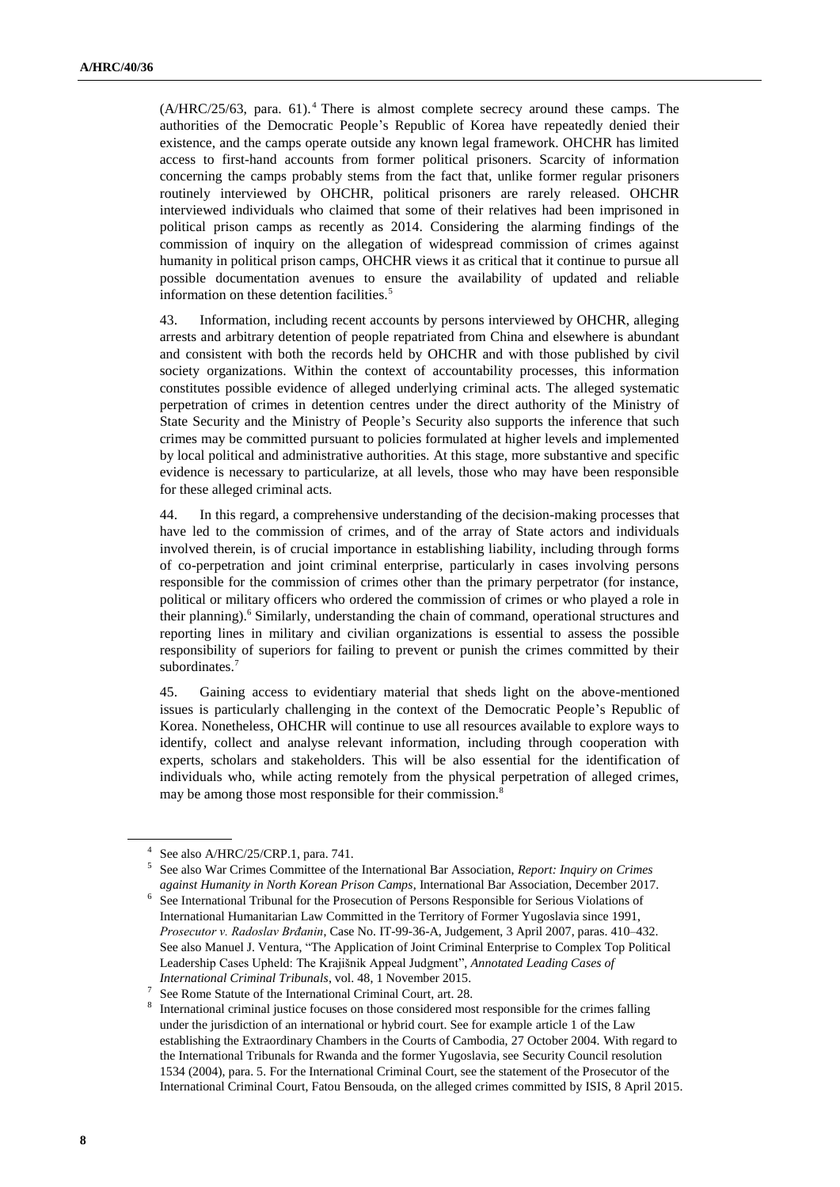(A/HRC/25/63, para. 61).[4] There is almost complete secrecy around these camps. The authorities of the Democratic People's Republic of Korea have repeatedly denied their existence, and the camps operate outside any known legal framework. OHCHR has limited access to first-hand accounts from former political prisoners. Scarcity of information concerning the camps probably stems from the fact that, unlike former regular prisoners routinely interviewed by OHCHR, political prisoners are rarely released. OHCHR interviewed individuals who claimed that some of their relatives had been imprisoned in political prison camps as recently as 2014. Considering the alarming findings of the commission of inquiry on the allegation of widespread commission of crimes against humanity in political prison camps, OHCHR views it as critical that it continue to pursue all possible documentation avenues to ensure the availability of updated and reliable information on these detention facilities.[5]

43. Information, including recent accounts by persons interviewed by OHCHR, alleging arrests and arbitrary detention of people repatriated from China and elsewhere is abundant and consistent with both the records held by OHCHR and with those published by civil society organizations. Within the context of accountability processes, this information constitutes possible evidence of alleged underlying criminal acts. The alleged systematic perpetration of crimes in detention centres under the direct authority of the Ministry of State Security and the Ministry of People's Security also supports the inference that such crimes may be committed pursuant to policies formulated at higher levels and implemented by local political and administrative authorities. At this stage, more substantive and specific evidence is necessary to particularize, at all levels, those who may have been responsible for these alleged criminal acts.

44. In this regard, a comprehensive understanding of the decision-making processes that have led to the commission of crimes, and of the array of State actors and individuals involved therein, is of crucial importance in establishing liability, including through forms of co-perpetration and joint criminal enterprise, particularly in cases involving persons responsible for the commission of crimes other than the primary perpetrator (for instance, political or military officers who ordered the commission of crimes or who played a role in their planning).[6] Similarly, understanding the chain of command, operational structures and reporting lines in military and civilian organizations is essential to assess the possible responsibility of superiors for failing to prevent or punish the crimes committed by their subordinates.[7]

45. Gaining access to evidentiary material that sheds light on the above-mentioned issues is particularly challenging in the context of the Democratic People's Republic of Korea. Nonetheless, OHCHR will continue to use all resources available to explore ways to identify, collect and analyse relevant information, including through cooperation with experts, scholars and stakeholders. This will be also essential for the identification of individuals who, while acting remotely from the physical perpetration of alleged crimes, may be among those most responsible for their commission.[8]

---

[4] See also A/HRC/25/CRP.1, para. 741.

[5] See also War Crimes Committee of the International Bar Association, *Report: Inquiry on Crimes against Humanity in North Korean Prison Camps*, International Bar Association, December 2017.

[6] See International Tribunal for the Prosecution of Persons Responsible for Serious Violations of International Humanitarian Law Committed in the Territory of Former Yugoslavia since 1991, *Prosecutor v. Radoslav Brđanin*, Case No. IT-99-36-A, Judgement, 3 April 2007, paras. 410–432. See also Manuel J. Ventura, "The Application of Joint Criminal Enterprise to Complex Top Political Leadership Cases Upheld: The Krajišnik Appeal Judgment", *Annotated Leading Cases of International Criminal Tribunals*, vol. 48, 1 November 2015.

[7] See Rome Statute of the International Criminal Court, art. 28.

[8] International criminal justice focuses on those considered most responsible for the crimes falling under the jurisdiction of an international or hybrid court. See for example article 1 of the Law establishing the Extraordinary Chambers in the Courts of Cambodia, 27 October 2004. With regard to the International Tribunals for Rwanda and the former Yugoslavia, see Security Council resolution 1534 (2004), para. 5. For the International Criminal Court, see the statement of the Prosecutor of the International Criminal Court, Fatou Bensouda, on the alleged crimes committed by ISIS, 8 April 2015.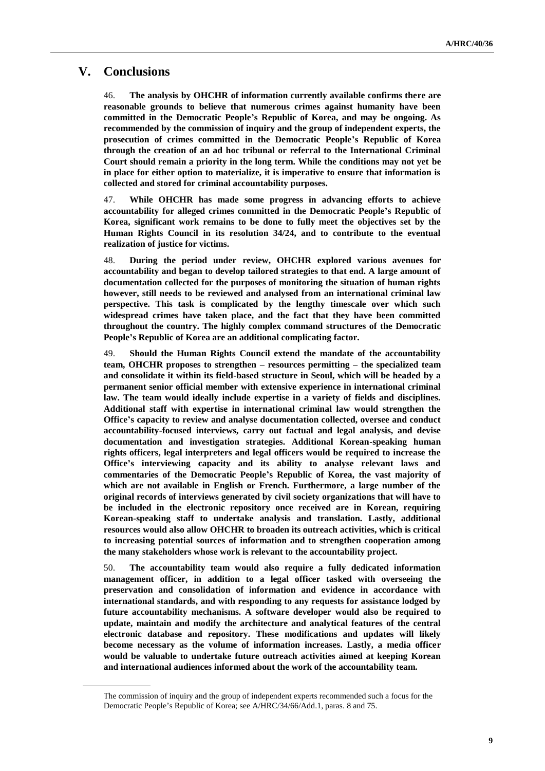## V. Conclusions

46. **The analysis by OHCHR of information currently available confirms there are reasonable grounds to believe that numerous crimes against humanity have been committed in the Democratic People's Republic of Korea, and may be ongoing. As recommended by the commission of inquiry and the group of independent experts, the prosecution of crimes committed in the Democratic People's Republic of Korea through the creation of an ad hoc tribunal or referral to the International Criminal Court should remain a priority in the long term. While the conditions may not yet be in place for either option to materialize, it is imperative to ensure that information is collected and stored for criminal accountability purposes.**

47. **While OHCHR has made some progress in advancing efforts to achieve accountability for alleged crimes committed in the Democratic People's Republic of Korea, significant work remains to be done to fully meet the objectives set by the Human Rights Council in its resolution 34/24, and to contribute to the eventual realization of justice for victims.**

48. **During the period under review, OHCHR explored various avenues for accountability and began to develop tailored strategies to that end. A large amount of documentation collected for the purposes of monitoring the situation of human rights however, still needs to be reviewed and analysed from an international criminal law perspective. This task is complicated by the lengthy timescale over which such widespread crimes have taken place, and the fact that they have been committed throughout the country. The highly complex command structures of the Democratic People's Republic of Korea are an additional complicating factor.**

49. **Should the Human Rights Council extend the mandate of the accountability team, OHCHR proposes to strengthen – resources permitting – the specialized team and consolidate it within its field-based structure in Seoul, which will be headed by a permanent senior official member with extensive experience in international criminal law. The team would ideally include expertise in a variety of fields and disciplines. Additional staff with expertise in international criminal law would strengthen the Office's capacity to review and analyse documentation collected, oversee and conduct accountability-focused interviews, carry out factual and legal analysis, and devise documentation and investigation strategies. Additional Korean-speaking human rights officers, legal interpreters and legal officers would be required to increase the Office's interviewing capacity and its ability to analyse relevant laws and commentaries of the Democratic People's Republic of Korea, the vast majority of which are not available in English or French. Furthermore, a large number of the original records of interviews generated by civil society organizations that will have to be included in the electronic repository once received are in Korean, requiring Korean-speaking staff to undertake analysis and translation. Lastly, additional resources would also allow OHCHR to broaden its outreach activities, which is critical to increasing potential sources of information and to strengthen cooperation among the many stakeholders whose work is relevant to the accountability project.**

50. **The accountability team would also require a fully dedicated information management officer, in addition to a legal officer tasked with overseeing the preservation and consolidation of information and evidence in accordance with international standards, and with responding to any requests for assistance lodged by future accountability mechanisms. A software developer would also be required to update, maintain and modify the architecture and analytical features of the central electronic database and repository. These modifications and updates will likely become necessary as the volume of information increases. Lastly, a media officer would be valuable to undertake future outreach activities aimed at keeping Korean and international audiences informed about the work of the accountability team.**

---

The commission of inquiry and the group of independent experts recommended such a focus for the Democratic People's Republic of Korea; see A/HRC/34/66/Add.1, paras. 8 and 75.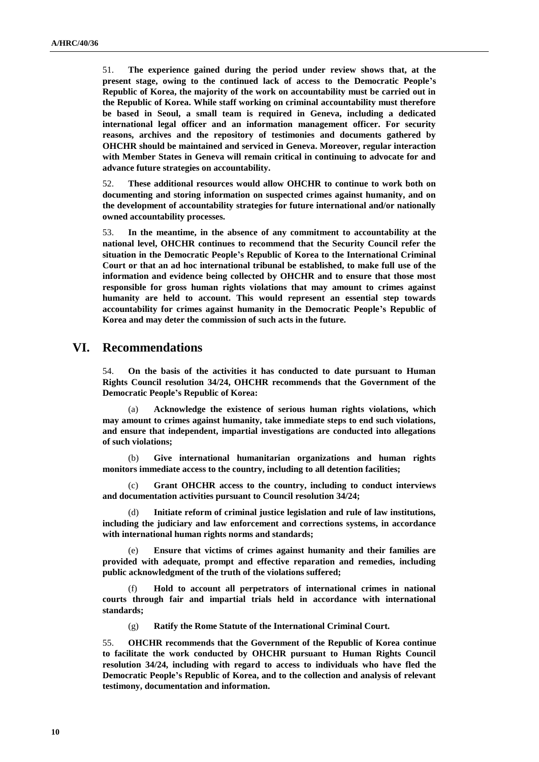51. **The experience gained during the period under review shows that, at the present stage, owing to the continued lack of access to the Democratic People's Republic of Korea, the majority of the work on accountability must be carried out in the Republic of Korea. While staff working on criminal accountability must therefore be based in Seoul, a small team is required in Geneva, including a dedicated international legal officer and an information management officer. For security reasons, archives and the repository of testimonies and documents gathered by OHCHR should be maintained and serviced in Geneva. Moreover, regular interaction with Member States in Geneva will remain critical in continuing to advocate for and advance future strategies on accountability.**

52. **These additional resources would allow OHCHR to continue to work both on documenting and storing information on suspected crimes against humanity, and on the development of accountability strategies for future international and/or nationally owned accountability processes.**

53. **In the meantime, in the absence of any commitment to accountability at the national level, OHCHR continues to recommend that the Security Council refer the situation in the Democratic People's Republic of Korea to the International Criminal Court or that an ad hoc international tribunal be established, to make full use of the information and evidence being collected by OHCHR and to ensure that those most responsible for gross human rights violations that may amount to crimes against humanity are held to account. This would represent an essential step towards accountability for crimes against humanity in the Democratic People's Republic of Korea and may deter the commission of such acts in the future.**

# VI. Recommendations

54. **On the basis of the activities it has conducted to date pursuant to Human Rights Council resolution 34/24, OHCHR recommends that the Government of the Democratic People's Republic of Korea:**

(a) **Acknowledge the existence of serious human rights violations, which may amount to crimes against humanity, take immediate steps to end such violations, and ensure that independent, impartial investigations are conducted into allegations of such violations;**

(b) **Give international humanitarian organizations and human rights monitors immediate access to the country, including to all detention facilities;**

(c) **Grant OHCHR access to the country, including to conduct interviews and documentation activities pursuant to Council resolution 34/24;**

(d) **Initiate reform of criminal justice legislation and rule of law institutions, including the judiciary and law enforcement and corrections systems, in accordance with international human rights norms and standards;**

(e) **Ensure that victims of crimes against humanity and their families are provided with adequate, prompt and effective reparation and remedies, including public acknowledgment of the truth of the violations suffered;**

(f) **Hold to account all perpetrators of international crimes in national courts through fair and impartial trials held in accordance with international standards;**

(g) **Ratify the Rome Statute of the International Criminal Court.**

55. **OHCHR recommends that the Government of the Republic of Korea continue to facilitate the work conducted by OHCHR pursuant to Human Rights Council resolution 34/24, including with regard to access to individuals who have fled the Democratic People's Republic of Korea, and to the collection and analysis of relevant testimony, documentation and information.**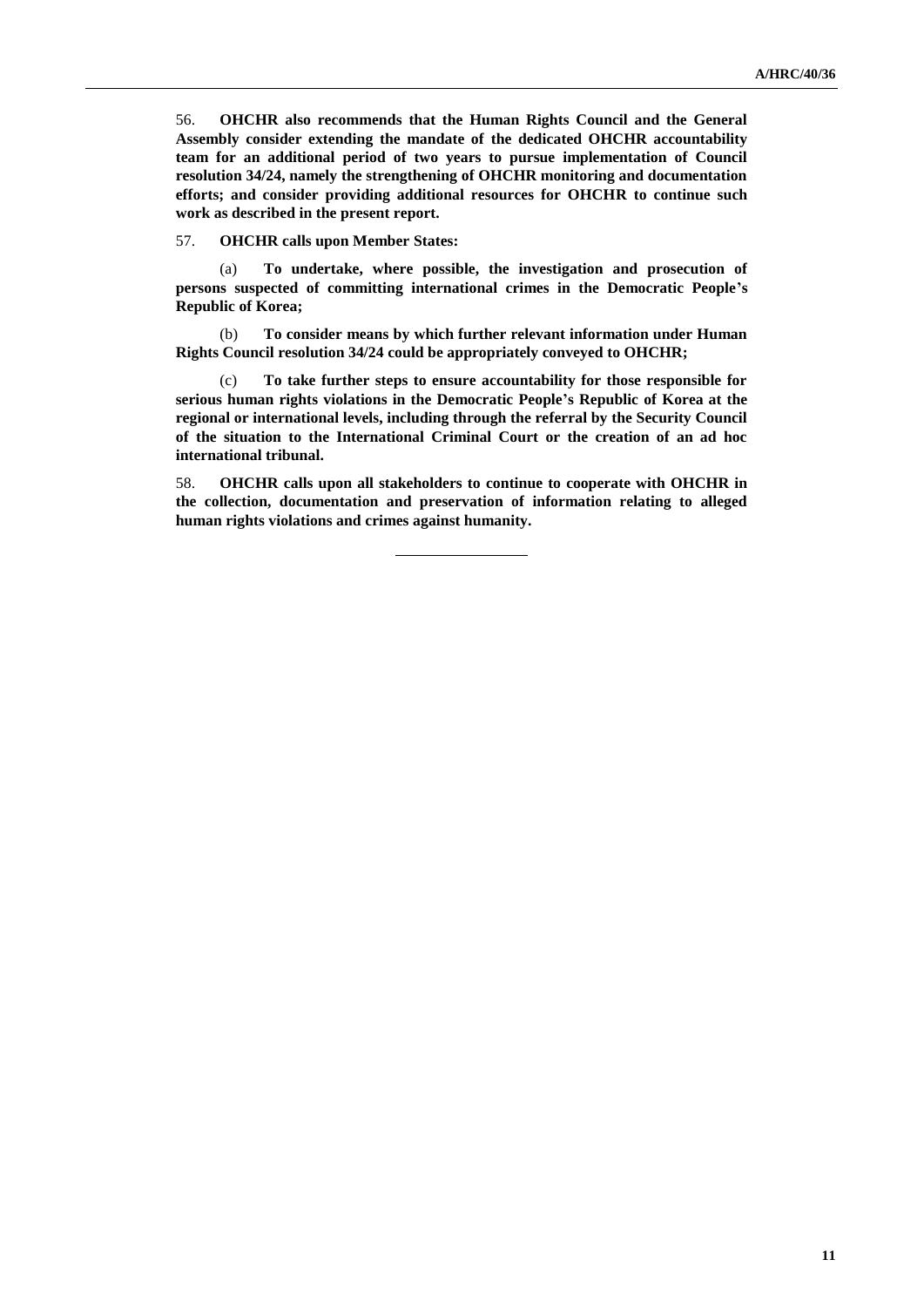56. **OHCHR also recommends that the Human Rights Council and the General Assembly consider extending the mandate of the dedicated OHCHR accountability team for an additional period of two years to pursue implementation of Council resolution 34/24, namely the strengthening of OHCHR monitoring and documentation efforts; and consider providing additional resources for OHCHR to continue such work as described in the present report.**

57. **OHCHR calls upon Member States:**

(a) **To undertake, where possible, the investigation and prosecution of persons suspected of committing international crimes in the Democratic People's Republic of Korea;**

(b) **To consider means by which further relevant information under Human Rights Council resolution 34/24 could be appropriately conveyed to OHCHR;**

(c) **To take further steps to ensure accountability for those responsible for serious human rights violations in the Democratic People's Republic of Korea at the regional or international levels, including through the referral by the Security Council of the situation to the International Criminal Court or the creation of an ad hoc international tribunal.**

58. **OHCHR calls upon all stakeholders to continue to cooperate with OHCHR in the collection, documentation and preservation of information relating to alleged human rights violations and crimes against humanity.**